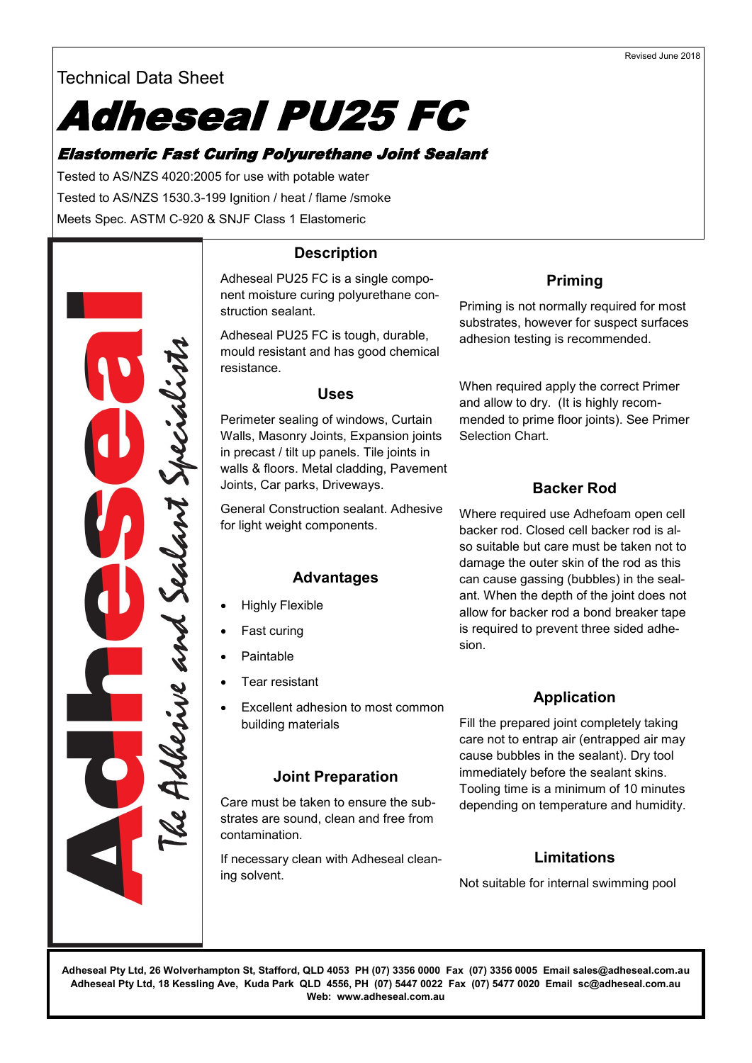Revised June 2018

Technical Data Sheet

# Adheseal PU25 FC

### *Elastomeric Fast Curing Polyurethane Joint Sealant*

Tested to AS/NZS 4020:2005 for use with potable water

Tested to AS/NZS 1530.3-199 Ignition / heat / flame /smoke

Meets Spec. ASTM C-920 & SNJF Class 1 Elastomeric

Adheseal — The Adhesive and Sealant Specialists

## Description

Adheseal PU25 FC is a single component moisture curing polyurethane construction sealant.

Adheseal PU25 FC is tough, durable, mould resistant and has good chemical resistance.

## Uses

Perimeter sealing of windows, Curtain Walls, Masonry Joints, Expansion joints in precast / tilt up panels. Tile joints in walls & floors. Metal cladding, Pavement Joints, Car parks, Driveways.

General Construction sealant. Adhesive for light weight components.

## Advantages

- Highly Flexible
- Fast curing
- Paintable
- Tear resistant
- Excellent adhesion to most common building materials

## Joint Preparation

Care must be taken to ensure the substrates are sound, clean and free from contamination.

If necessary clean with Adheseal cleaning solvent.

## Priming

Priming is not normally required for most substrates, however for suspect surfaces adhesion testing is recommended.

When required apply the correct Primer and allow to dry. (It is highly recommended to prime floor joints). See Primer Selection Chart.

## Backer Rod

Where required use Adhefoam open cell backer rod. Closed cell backer rod is also suitable but care must be taken not to damage the outer skin of the rod as this can cause gassing (bubbles) in the sealant. When the depth of the joint does not allow for backer rod a bond breaker tape is required to prevent three sided adhesion.

## Application

Fill the prepared joint completely taking care not to entrap air (entrapped air may cause bubbles in the sealant). Dry tool immediately before the sealant skins. Tooling time is a minimum of 10 minutes depending on temperature and humidity.

## Limitations

Not suitable for internal swimming pool

**Adheseal Pty Ltd, 26 Wolverhampton St, Stafford, QLD 4053 PH (07) 3356 0000 Fax (07) 3356 0005 Email sales@adheseal.com.au**
**Adheseal Pty Ltd, 18 Kessling Ave, Kuda Park QLD 4556, PH (07) 5447 0022 Fax (07) 5477 0020 Email sc@adheseal.com.au**
**Web: www.adheseal.com.au**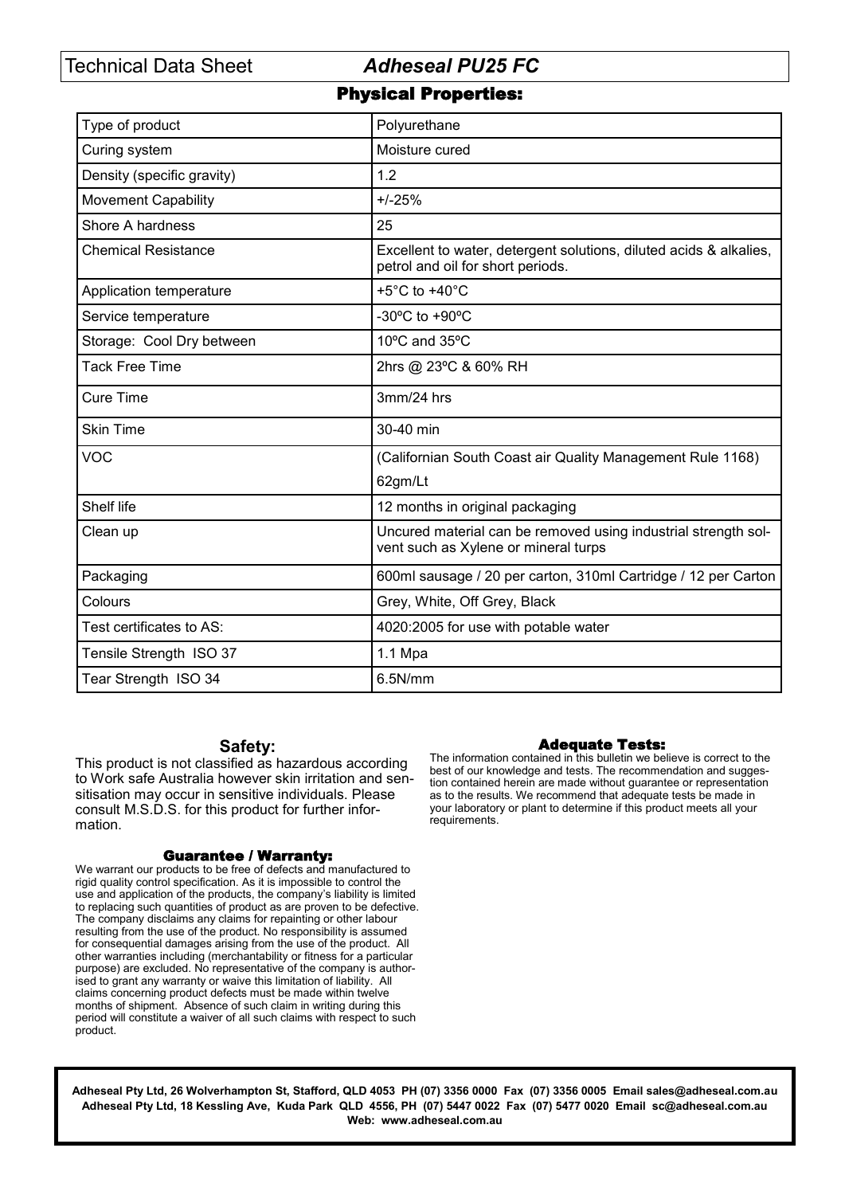# Technical Data Sheet *Adheseal PU25 FC*

## Physical Properties:

| | |
|---|---|
| Type of product | Polyurethane |
| Curing system | Moisture cured |
| Density (specific gravity) | 1.2 |
| Movement Capability | +/-25% |
| Shore A hardness | 25 |
| Chemical Resistance | Excellent to water, detergent solutions, diluted acids & alkalies, petrol and oil for short periods. |
| Application temperature | +5°C to +40°C |
| Service temperature | -30ºC to +90ºC |
| Storage: Cool Dry between | 10ºC and 35ºC |
| Tack Free Time | 2hrs @ 23ºC & 60% RH |
| Cure Time | 3mm/24 hrs |
| Skin Time | 30-40 min |
| VOC | (Californian South Coast air Quality Management Rule 1168) 62gm/Lt |
| Shelf life | 12 months in original packaging |
| Clean up | Uncured material can be removed using industrial strength solvent such as Xylene or mineral turps |
| Packaging | 600ml sausage / 20 per carton, 310ml Cartridge / 12 per Carton |
| Colours | Grey, White, Off Grey, Black |
| Test certificates to AS: | 4020:2005 for use with potable water |
| Tensile Strength ISO 37 | 1.1 Mpa |
| Tear Strength ISO 34 | 6.5N/mm |

### Safety:

This product is not classified as hazardous according to Work safe Australia however skin irritation and sensitisation may occur in sensitive individuals. Please consult M.S.D.S. for this product for further information.

### Guarantee / Warranty:

We warrant our products to be free of defects and manufactured to rigid quality control specification. As it is impossible to control the use and application of the products, the company's liability is limited to replacing such quantities of product as are proven to be defective. The company disclaims any claims for repainting or other labour resulting from the use of the product. No responsibility is assumed for consequential damages arising from the use of the product. All other warranties including (merchantability or fitness for a particular purpose) are excluded. No representative of the company is authorised to grant any warranty or waive this limitation of liability. All claims concerning product defects must be made within twelve months of shipment. Absence of such claim in writing during this period will constitute a waiver of all such claims with respect to such product.

### Adequate Tests:

The information contained in this bulletin we believe is correct to the best of our knowledge and tests. The recommendation and suggestion contained herein are made without guarantee or representation as to the results. We recommend that adequate tests be made in your laboratory or plant to determine if this product meets all your requirements.

**Adheseal Pty Ltd, 26 Wolverhampton St, Stafford, QLD 4053 PH (07) 3356 0000 Fax (07) 3356 0005 Email sales@adheseal.com.au**
**Adheseal Pty Ltd, 18 Kessling Ave, Kuda Park QLD 4556, PH (07) 5447 0022 Fax (07) 5477 0020 Email sc@adheseal.com.au**
**Web: www.adheseal.com.au**